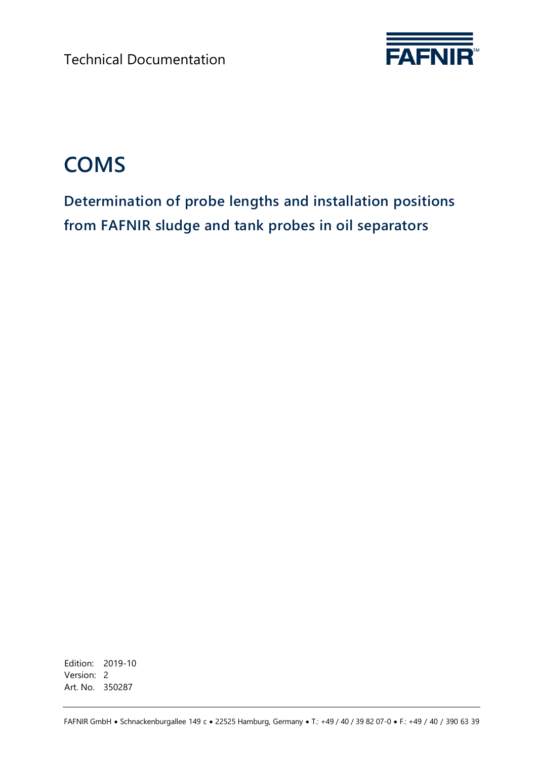Technical Documentation

FAFNIR

# COMS

## Determination of probe lengths and installation positions from FAFNIR sludge and tank probes in oil separators

Edition: 2019-10
Version: 2
Art. No. 350287

FAFNIR GmbH • Schnackenburgallee 149 c • 22525 Hamburg, Germany • T.: +49 / 40 / 39 82 07-0 • F.: +49 / 40 / 390 63 39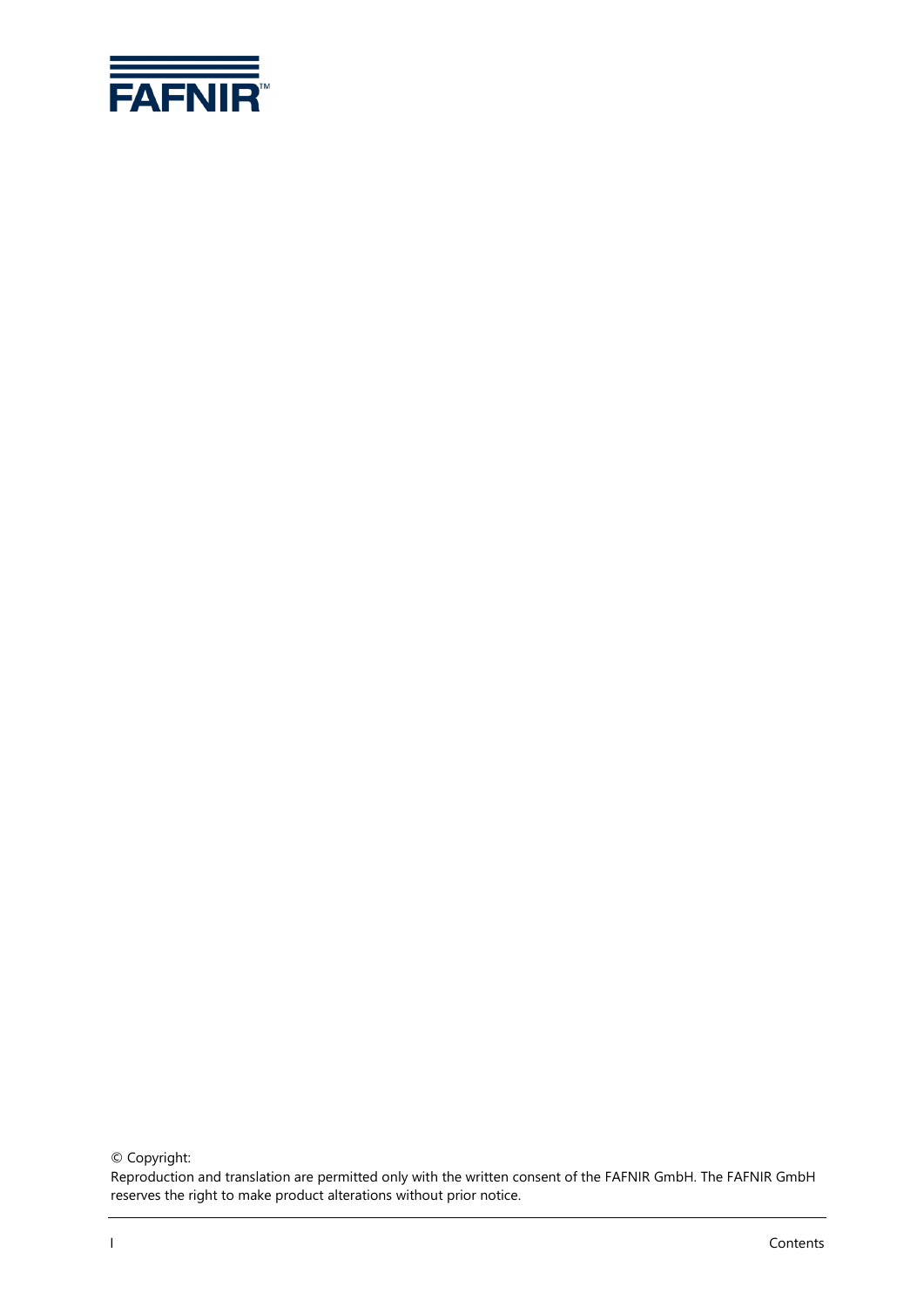© Copyright:

Reproduction and translation are permitted only with the written consent of the FAFNIR GmbH. The FAFNIR GmbH reserves the right to make product alterations without prior notice.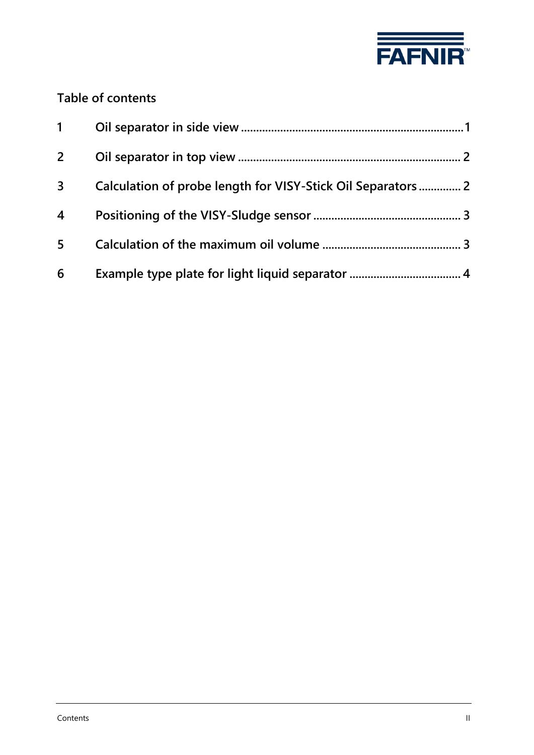## Table of contents

1 Oil separator in side view ........................................................................1

2 Oil separator in top view ......................................................................... 2

3 Calculation of probe length for VISY-Stick Oil Separators ............. 2

4 Positioning of the VISY-Sludge sensor ................................................ 3

5 Calculation of the maximum oil volume ............................................. 3

6 Example type plate for light liquid separator .................................... 4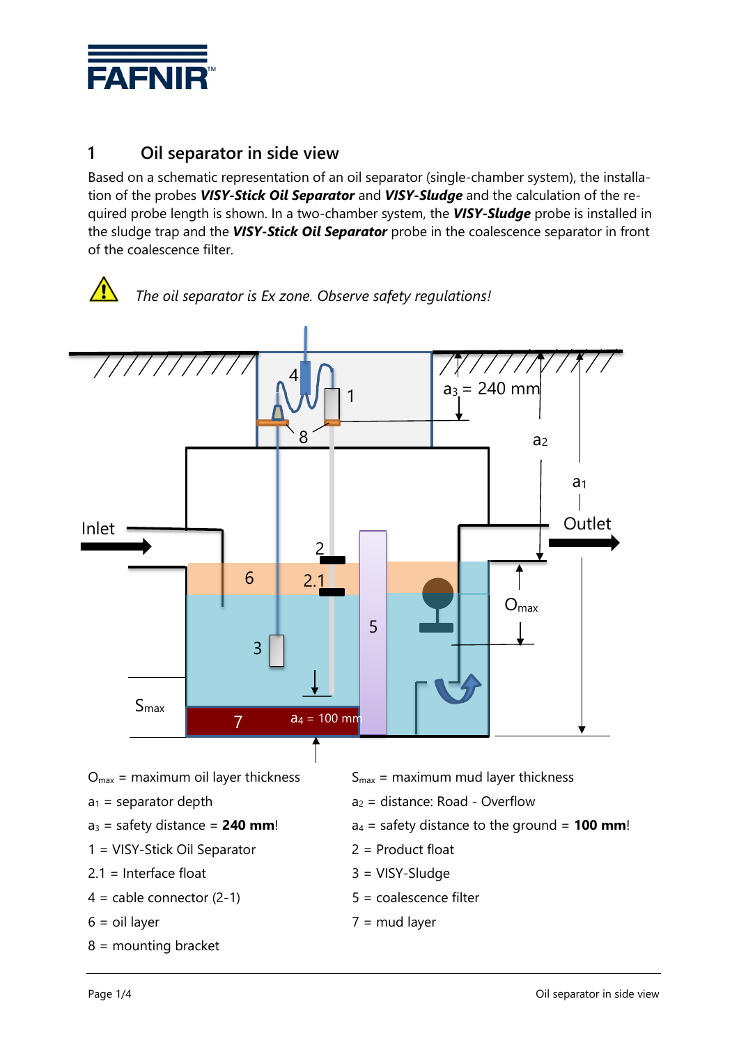# 1 Oil separator in side view

Based on a schematic representation of an oil separator (single-chamber system), the installation of the probes ***VISY-Stick Oil Separator*** and ***VISY-Sludge*** and the calculation of the required probe length is shown. In a two-chamber system, the ***VISY-Sludge*** probe is installed in the sludge trap and the ***VISY-Stick Oil Separator*** probe in the coalescence separator in front of the coalescence filter.

*The oil separator is Ex zone. Observe safety regulations!*

$O_{max}$ = maximum oil layer thickness

$S_{max}$ = maximum mud layer thickness

$a_1$ = separator depth

$a_2$ = distance: Road - Overflow

$a_3$ = safety distance = **240 mm**!

$a_4$ = safety distance to the ground = **100 mm**!

1 = VISY-Stick Oil Separator

2 = Product float

2.1 = Interface float

3 = VISY-Sludge

4 = cable connector (2-1)

5 = coalescence filter

6 = oil layer

7 = mud layer

8 = mounting bracket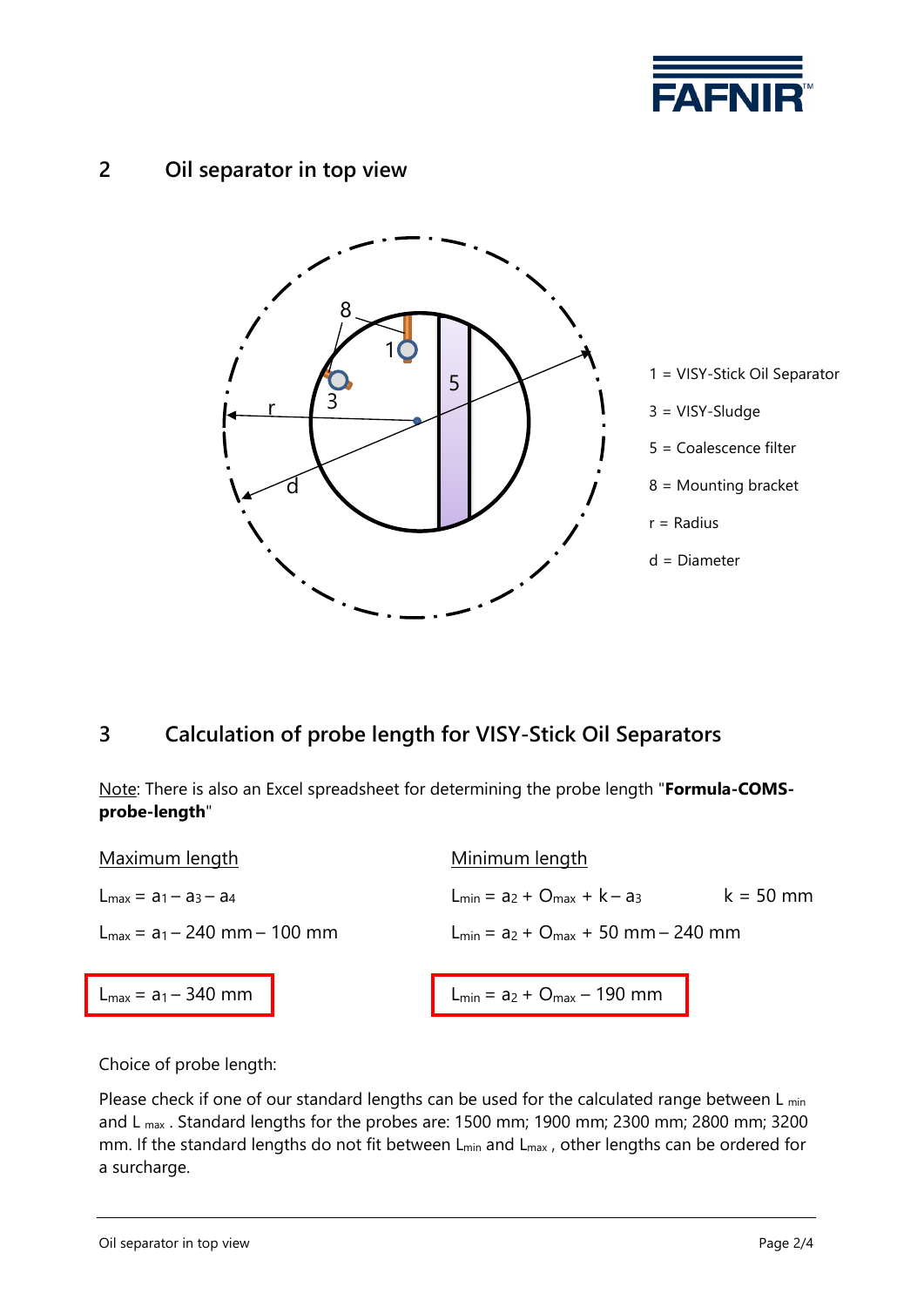## 2 Oil separator in top view

1 = VISY-Stick Oil Separator

3 = VISY-Sludge

5 = Coalescence filter

8 = Mounting bracket

r = Radius

d = Diameter

## 3 Calculation of probe length for VISY-Stick Oil Separators

Note: There is also an Excel spreadsheet for determining the probe length "**Formula-COMS-probe-length**"

| Maximum length | Minimum length |
|---|---|
| $L_{max} = a_1 - a_3 - a_4$ | $L_{min} = a_2 + O_{max} + k - a_3$ &nbsp;&nbsp;&nbsp; $k = 50$ mm |
| $L_{max} = a_1 - 240$ mm $- 100$ mm | $L_{min} = a_2 + O_{max} + 50$ mm $- 240$ mm |
| $L_{max} = a_1 - 340$ mm | $L_{min} = a_2 + O_{max} - 190$ mm |

Choice of probe length:

Please check if one of our standard lengths can be used for the calculated range between $L_{min}$ and $L_{max}$. Standard lengths for the probes are: 1500 mm; 1900 mm; 2300 mm; 2800 mm; 3200 mm. If the standard lengths do not fit between $L_{min}$ and $L_{max}$, other lengths can be ordered for a surcharge.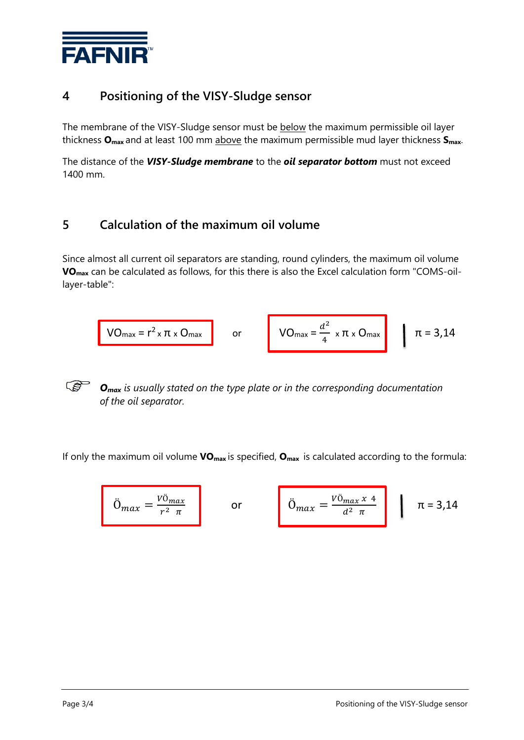## 4 Positioning of the VISY-Sludge sensor

The membrane of the VISY-Sludge sensor must be below the maximum permissible oil layer thickness $\mathbf{O_{max}}$ and at least 100 mm above the maximum permissible mud layer thickness $\mathbf{S_{max}}$.

The distance of the ***VISY-Sludge membrane*** to the ***oil separator bottom*** must not exceed 1400 mm.

## 5 Calculation of the maximum oil volume

Since almost all current oil separators are standing, round cylinders, the maximum oil volume $\mathbf{VO_{max}}$ can be calculated as follows, for this there is also the Excel calculation form "COMS-oil-layer-table":

$$VO_{max} = r^2 \times \pi \times O_{max} \quad \text{or} \quad VO_{max} = \frac{d^2}{4} \times \pi \times O_{max} \quad \Big| \quad \pi = 3{,}14$$

☞ ***$O_{max}$** is usually stated on the type plate or in the corresponding documentation of the oil separator.*

If only the maximum oil volume $\mathbf{VO_{max}}$ is specified, $\mathbf{O_{max}}$ is calculated according to the formula:

$$\ddot{O}_{max} = \frac{V\ddot{O}_{max}}{r^2 \ \pi} \quad \text{or} \quad \ddot{O}_{max} = \frac{V\ddot{O}_{max} \ x \ 4}{d^2 \ \pi} \quad \Big| \quad \pi = 3{,}14$$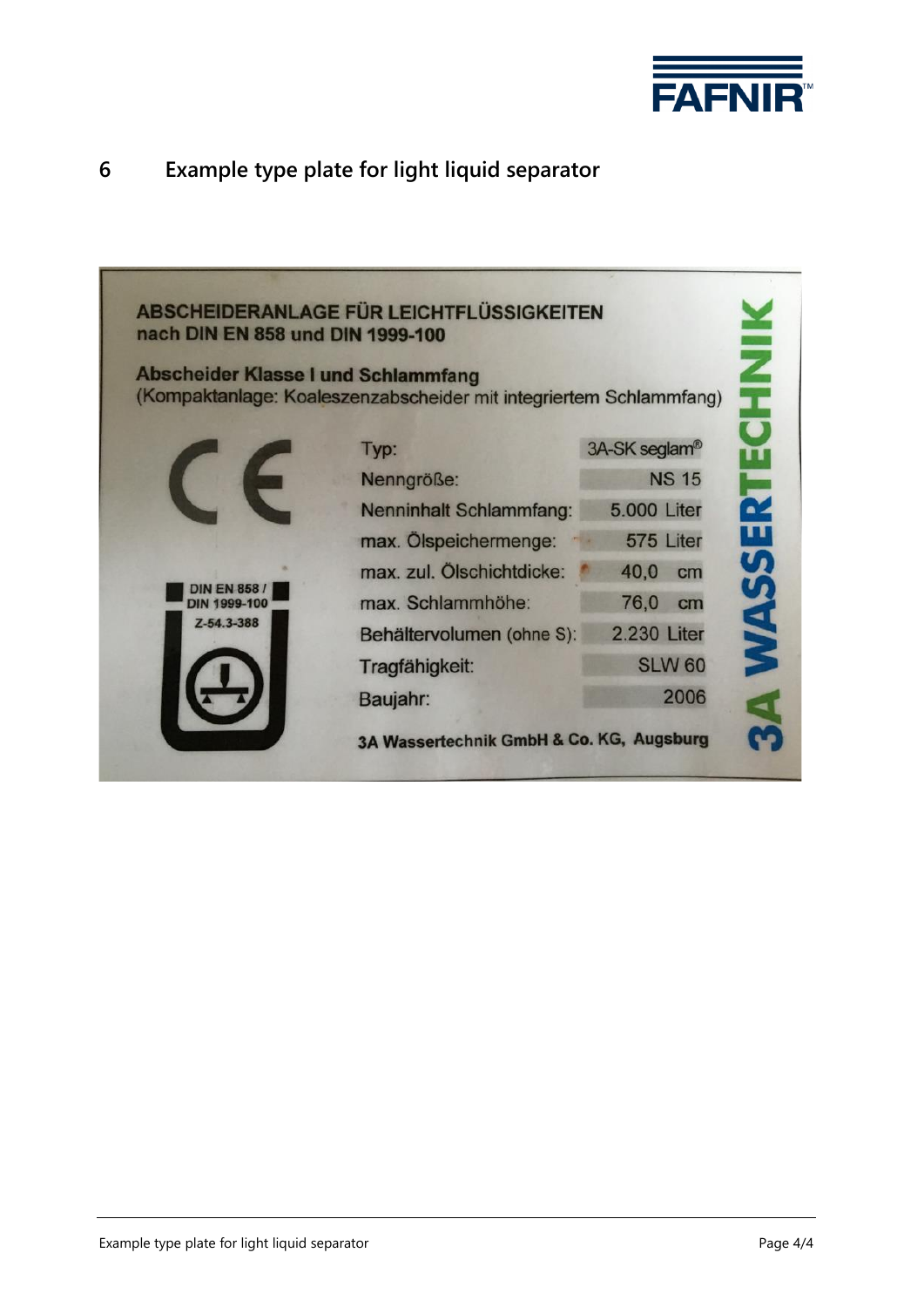# 6 Example type plate for light liquid separator

**ABSCHEIDERANLAGE FÜR LEICHTFLÜSSIGKEITEN**
**nach DIN EN 858 und DIN 1999-100**

**Abscheider Klasse I und Schlammfang**
(Kompaktanlage: Koaleszenzabscheider mit integriertem Schlammfang)

CE

DIN EN 858 / DIN 1999-100
Z-54.3-388

| | |
|---|---|
| Typ: | 3A-SK seglam® |
| Nenngröße: | NS 15 |
| Nenninhalt Schlammfang: | 5.000 Liter |
| max. Ölspeichermenge: | 575 Liter |
| max. zul. Ölschichtdicke: | 40,0 cm |
| max. Schlammhöhe: | 76,0 cm |
| Behältervolumen (ohne S): | 2.230 Liter |
| Tragfähigkeit: | SLW 60 |
| Baujahr: | 2006 |

**3A Wassertechnik GmbH & Co. KG, Augsburg**

**3A WASSERTECHNIK**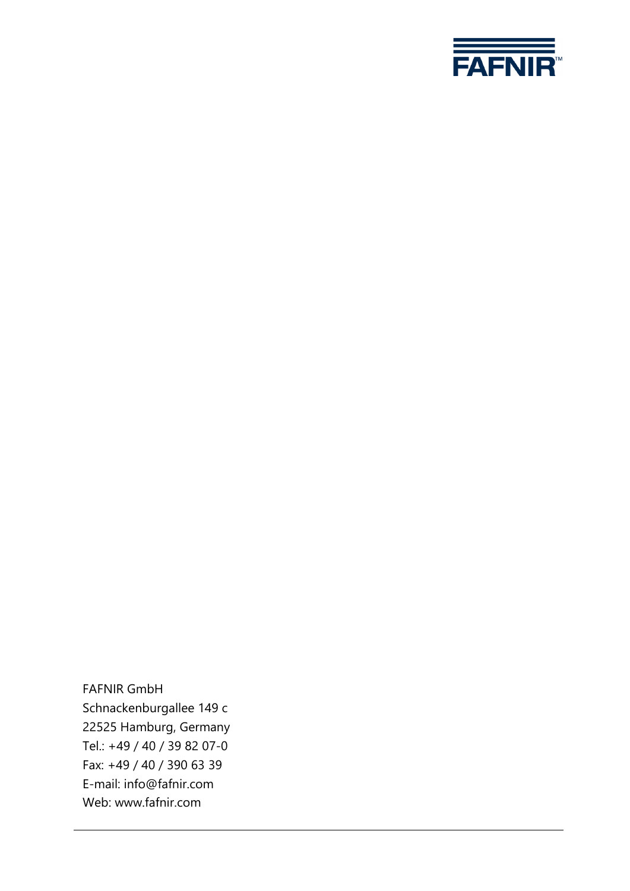FAFNIR GmbH
Schnackenburgallee 149 c
22525 Hamburg, Germany
Tel.: +49 / 40 / 39 82 07-0
Fax: +49 / 40 / 390 63 39
E-mail: info@fafnir.com
Web: www.fafnir.com